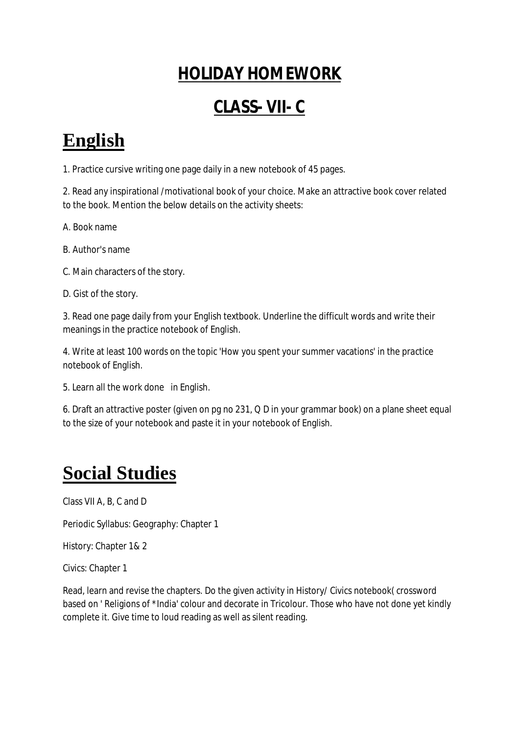# HOLIDAY HOMEWORK

# CLASS- VII- C

## English

1. Practice cursive writing one page daily in a new notebook of 45 pages.

2. Read any inspirational /motivational book of your choice. Make an attractive book cover related to the book. Mention the below details on the activity sheets:

A. Book name

B. Author's name

C. Main characters of the story.

D. Gist of the story.

3. Read one page daily from your English textbook. Underline the difficult words and write their meanings in the practice notebook of English.

4. Write at least 100 words on the topic 'How you spent your summer vacations' in the practice notebook of English.

5. Learn all the work done in English.

6. Draft an attractive poster (given on pg no 231, Q D in your grammar book) on a plane sheet equal to the size of your notebook and paste it in your notebook of English.

## Social Studies

Class VII A, B, C and D

Periodic Syllabus: Geography: Chapter 1

History: Chapter 1& 2

Civics: Chapter 1

Read, learn and revise the chapters. Do the given activity in History/ Civics notebook( crossword based on ' Religions of *India' colour and decorate in Tricolour. Those who have not done yet kindly complete it. Give time to loud reading as well as silent reading.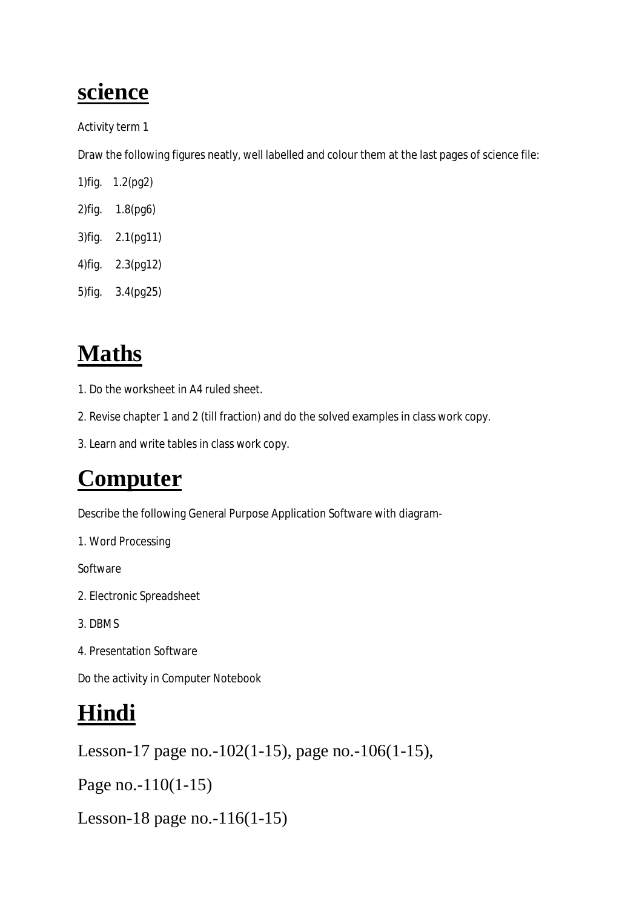# science

Activity term 1

Draw the following figures neatly, well labelled and colour them at the last pages of science file:

1)fig. 1.2(pg2)

2)fig. 1.8(pg6)

3)fig. 2.1(pg11)

4)fig. 2.3(pg12)

5)fig. 3.4(pg25)

# Maths

1. Do the worksheet in A4 ruled sheet.
2. Revise chapter 1 and 2 (till fraction) and do the solved examples in class work copy.
3. Learn and write tables in class work copy.

# Computer

Describe the following General Purpose Application Software with diagram-

1. Word Processing

Software

2. Electronic Spreadsheet
3. DBMS
4. Presentation Software

Do the activity in Computer Notebook

# Hindi

Lesson-17 page no.-102(1-15), page no.-106(1-15),

Page no.-110(1-15)

Lesson-18 page no.-116(1-15)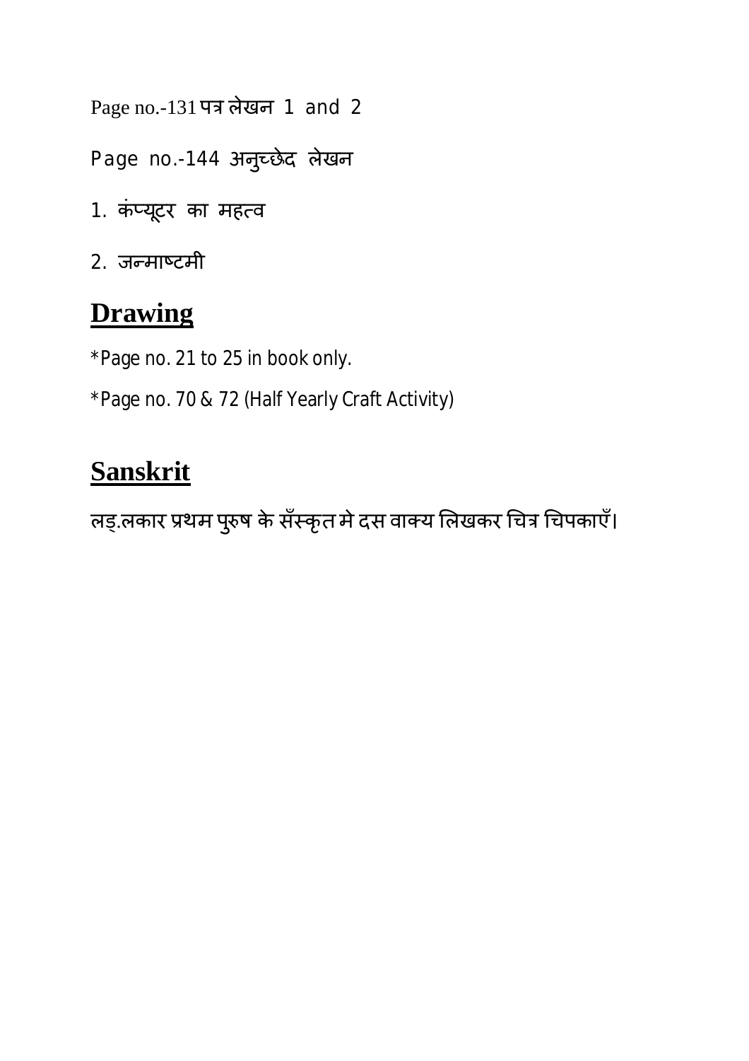Page no.-131 पत्र लेखन 1 and 2

Page no.-144 अनुच्छेद लेखन

1. कंप्यूटर का महत्व

2. जन्माष्टमी

## **Drawing**

*Page no. 21 to 25 in book only.

*Page no. 70 & 72 (Half Yearly Craft Activity)

## **Sanskrit**

लड़्.लकार प्रथम पुरुष के सँस्कृत मे दस वाक्य लिखकर चित्र चिपकाएँ।